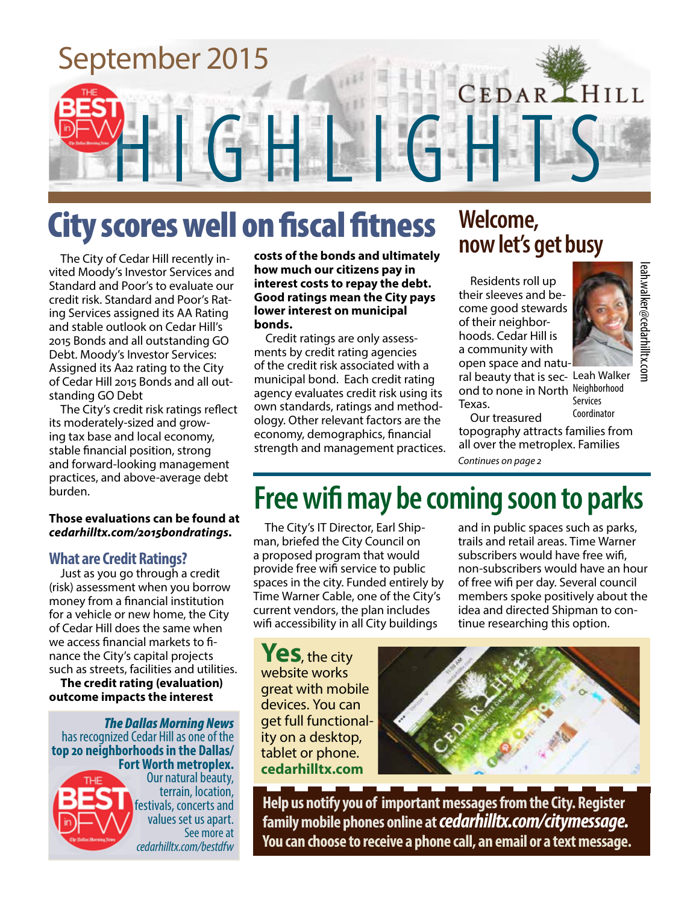September 2015

Cedar Hill

# HIGHLIGHTS

## City scores well on fiscal fitness

The City of Cedar Hill recently invited Moody's Investor Services and Standard and Poor's to evaluate our credit risk. Standard and Poor's Rating Services assigned its AA Rating and stable outlook on Cedar Hill's 2015 Bonds and all outstanding GO Debt. Moody's Investor Services: Assigned its Aa2 rating to the City of Cedar Hill 2015 Bonds and all outstanding GO Debt

The City's credit risk ratings reflect its moderately-sized and growing tax base and local economy, stable financial position, strong and forward-looking management practices, and above-average debt burden.

**Those evaluations can be found at *cedarhilltx.com/2015bondratings*.**

### What are Credit Ratings?

Just as you go through a credit (risk) assessment when you borrow money from a financial institution for a vehicle or new home, the City of Cedar Hill does the same when we access financial markets to finance the City's capital projects such as streets, facilities and utilities.

**The credit rating (evaluation) outcome impacts the interest costs of the bonds and ultimately how much our citizens pay in interest costs to repay the debt. Good ratings mean the City pays lower interest on municipal bonds.**

Credit ratings are only assessments by credit rating agencies of the credit risk associated with a municipal bond. Each credit rating agency evaluates credit risk using its own standards, ratings and methodology. Other relevant factors are the economy, demographics, financial strength and management practices.

***The Dallas Morning News*** has recognized Cedar Hill as one of the **top 20 neighborhoods in the Dallas/Fort Worth metroplex.** Our natural beauty, terrain, location, festivals, concerts and values set us apart. See more at *cedarhilltx.com/bestdfw*

## Welcome, now let's get busy

Residents roll up their sleeves and become good stewards of their neighborhoods. Cedar Hill is a community with open space and natural beauty that is second to none in North Texas.

Our treasured topography attracts families from all over the metroplex. Families

*Continues on page 2*

Leah Walker
Neighborhood Services Coordinator
leah.walker@cedarhilltx.com

## Free wifi may be coming soon to parks

The City's IT Director, Earl Shipman, briefed the City Council on a proposed program that would provide free wifi service to public spaces in the city. Funded entirely by Time Warner Cable, one of the City's current vendors, the plan includes wifi accessibility in all City buildings and in public spaces such as parks, trails and retail areas. Time Warner subscribers would have free wifi, non-subscribers would have an hour of free wifi per day. Several council members spoke positively about the idea and directed Shipman to continue researching this option.

**Yes**, the city website works great with mobile devices. You can get full functionality on a desktop, tablet or phone. **cedarhilltx.com**

**Help us notify you of important messages from the City. Register family mobile phones online at *cedarhilltx.com/citymessage.* You can choose to receive a phone call, an email or a text message.**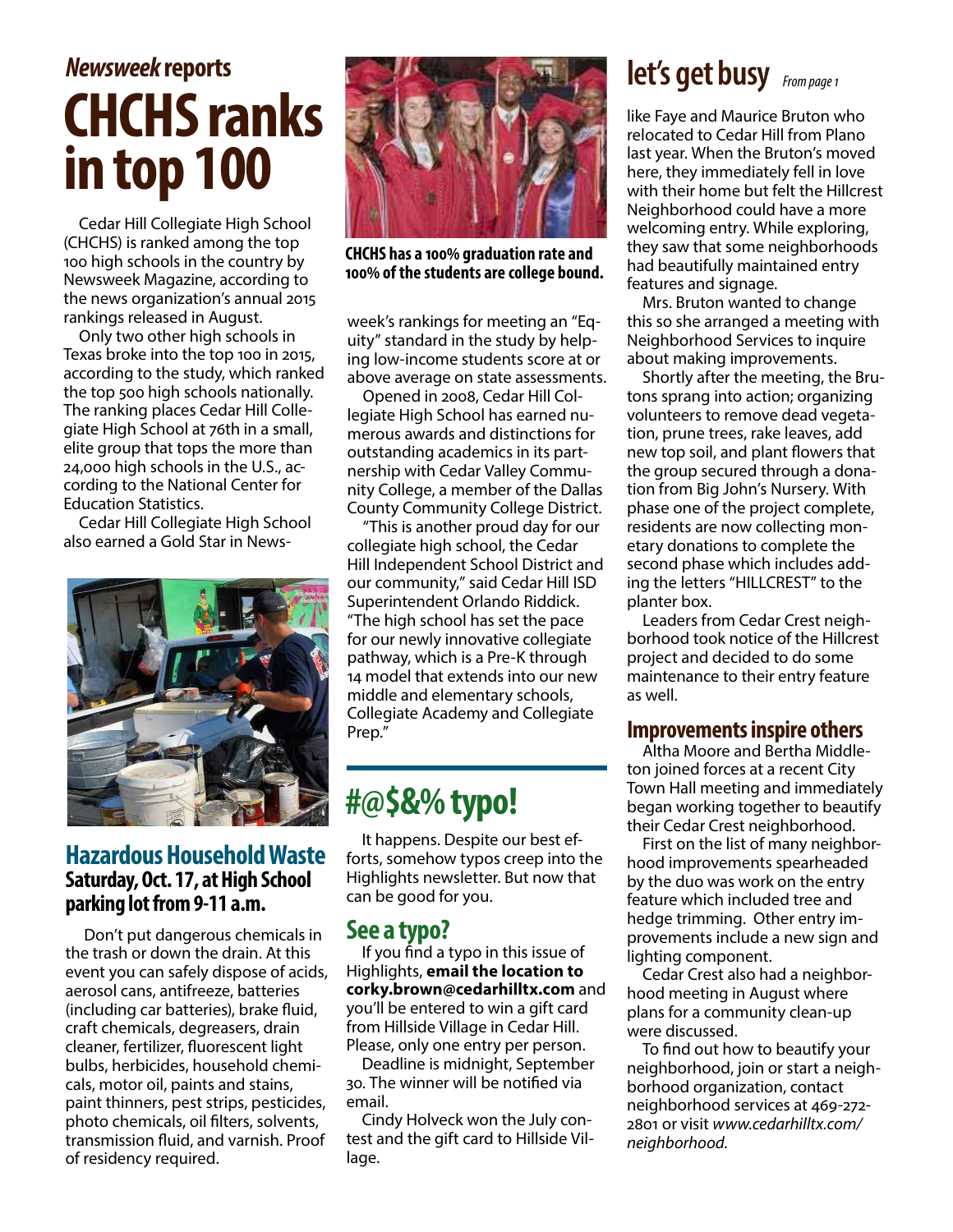*Newsweek* reports

# CHCHS ranks in top 100

Cedar Hill Collegiate High School (CHCHS) is ranked among the top 100 high schools in the country by Newsweek Magazine, according to the news organization's annual 2015 rankings released in August.

Only two other high schools in Texas broke into the top 100 in 2015, according to the study, which ranked the top 500 high schools nationally. The ranking places Cedar Hill Collegiate High School at 76th in a small, elite group that tops the more than 24,000 high schools in the U.S., according to the National Center for Education Statistics.

Cedar Hill Collegiate High School also earned a Gold Star in Newsweek's rankings for meeting an "Equity" standard in the study by helping low-income students score at or above average on state assessments.

**CHCHS has a 100% graduation rate and 100% of the students are college bound.**

Opened in 2008, Cedar Hill Collegiate High School has earned numerous awards and distinctions for outstanding academics in its partnership with Cedar Valley Community College, a member of the Dallas County Community College District.

"This is another proud day for our collegiate high school, the Cedar Hill Independent School District and our community," said Cedar Hill ISD Superintendent Orlando Riddick. "The high school has set the pace for our newly innovative collegiate pathway, which is a Pre-K through 14 model that extends into our new middle and elementary schools, Collegiate Academy and Collegiate Prep."

## Hazardous Household Waste

**Saturday, Oct. 17, at High School parking lot from 9-11 a.m.**

Don't put dangerous chemicals in the trash or down the drain. At this event you can safely dispose of acids, aerosol cans, antifreeze, batteries (including car batteries), brake fluid, craft chemicals, degreasers, drain cleaner, fertilizer, fluorescent light bulbs, herbicides, household chemicals, motor oil, paints and stains, paint thinners, pest strips, pesticides, photo chemicals, oil filters, solvents, transmission fluid, and varnish. Proof of residency required.

## #@$&% typo!

It happens. Despite our best efforts, somehow typos creep into the Highlights newsletter. But now that can be good for you.

### See a typo?

If you find a typo in this issue of Highlights, **email the location to corky.brown@cedarhilltx.com** and you'll be entered to win a gift card from Hillside Village in Cedar Hill. Please, only one entry per person.

Deadline is midnight, September 30. The winner will be notified via email.

Cindy Holveck won the July contest and the gift card to Hillside Village.

## let's get busy *From page 1*

like Faye and Maurice Bruton who relocated to Cedar Hill from Plano last year. When the Bruton's moved here, they immediately fell in love with their home but felt the Hillcrest Neighborhood could have a more welcoming entry. While exploring, they saw that some neighborhoods had beautifully maintained entry features and signage.

Mrs. Bruton wanted to change this so she arranged a meeting with Neighborhood Services to inquire about making improvements.

Shortly after the meeting, the Brutons sprang into action; organizing volunteers to remove dead vegetation, prune trees, rake leaves, add new top soil, and plant flowers that the group secured through a donation from Big John's Nursery. With phase one of the project complete, residents are now collecting monetary donations to complete the second phase which includes adding the letters "HILLCREST" to the planter box.

Leaders from Cedar Crest neighborhood took notice of the Hillcrest project and decided to do some maintenance to their entry feature as well.

### Improvements inspire others

Altha Moore and Bertha Middleton joined forces at a recent City Town Hall meeting and immediately began working together to beautify their Cedar Crest neighborhood.

First on the list of many neighborhood improvements spearheaded by the duo was work on the entry feature which included tree and hedge trimming. Other entry improvements include a new sign and lighting component.

Cedar Crest also had a neighborhood meeting in August where plans for a community clean-up were discussed.

To find out how to beautify your neighborhood, join or start a neighborhood organization, contact neighborhood services at 469-272-2801 or visit *www.cedarhilltx.com/neighborhood.*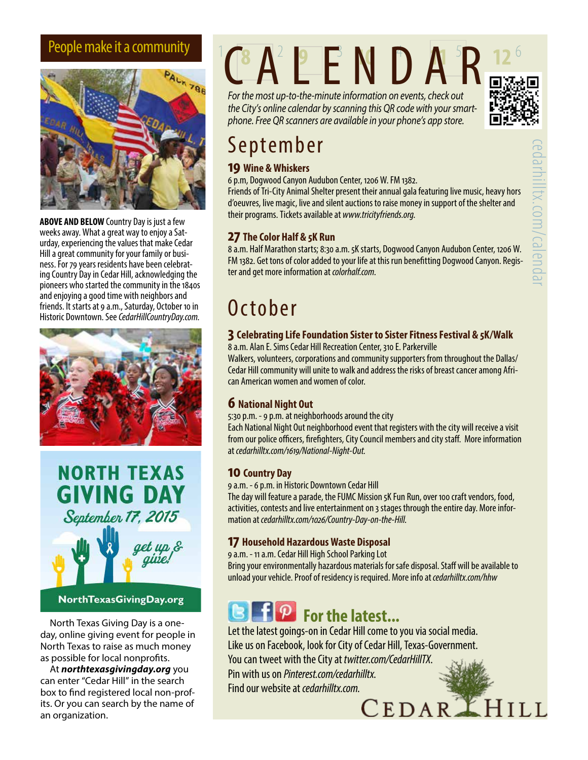## People make it a community

**ABOVE AND BELOW** Country Day is just a few weeks away. What a great way to enjoy a Saturday, experiencing the values that make Cedar Hill a great community for your family or business. For 79 years residents have been celebrating Country Day in Cedar Hill, acknowledging the pioneers who started the community in the 1840s and enjoying a good time with neighbors and friends. It starts at 9 a.m., Saturday, October 10 in Historic Downtown. See *CedarHillCountryDay.com.*

**NORTH TEXAS GIVING DAY**

*September 17, 2015*

*get up & give!*

NorthTexasGivingDay.org

North Texas Giving Day is a one-day, online giving event for people in North Texas to raise as much money as possible for local nonprofits.

At ***northtexasgivingday.org*** you can enter "Cedar Hill" in the search box to find registered local non-profits. Or you can search by the name of an organization.

# CALENDAR

*For the most up-to-the-minute information on events, check out the City's online calendar by scanning this QR code with your smartphone. Free QR scanners are available in your phone's app store.*

cedarhilltx.com/calendar

## September

### 19 Wine & Whiskers

6 p.m, Dogwood Canyon Audubon Center, 1206 W. FM 1382.
Friends of Tri-City Animal Shelter present their annual gala featuring live music, heavy hors d'oeuvres, live magic, live and silent auctions to raise money in support of the shelter and their programs. Tickets available at *www.tricityfriends.org.*

### 27 The Color Half & 5K Run

8 a.m. Half Marathon starts; 8:30 a.m. 5K starts, Dogwood Canyon Audubon Center, 1206 W. FM 1382. Get tons of color added to your life at this run benefitting Dogwood Canyon. Register and get more information at *colorhalf.com.*

## October

### 3 Celebrating Life Foundation Sister to Sister Fitness Festival & 5K/Walk

8 a.m. Alan E. Sims Cedar Hill Recreation Center, 310 E. Parkerville
Walkers, volunteers, corporations and community supporters from throughout the Dallas/Cedar Hill community will unite to walk and address the risks of breast cancer among African American women and women of color.

### 6 National Night Out

5:30 p.m. - 9 p.m. at neighborhoods around the city
Each National Night Out neighborhood event that registers with the city will receive a visit from our police officers, firefighters, City Council members and city staff. More information at *cedarhilltx.com/1619/National-Night-Out.*

### 10 Country Day

9 a.m. - 6 p.m. in Historic Downtown Cedar Hill
The day will feature a parade, the FUMC Mission 5K Fun Run, over 100 craft vendors, food, activities, contests and live entertainment on 3 stages through the entire day. More information at *cedarhilltx.com/1026/Country-Day-on-the-Hill.*

### 17 Household Hazardous Waste Disposal

9 a.m. - 11 a.m. Cedar Hill High School Parking Lot
Bring your environmentally hazardous materials for safe disposal. Staff will be available to unload your vehicle. Proof of residency is required. More info at *cedarhilltx.com/hhw*

## For the latest...

Let the latest goings-on in Cedar Hill come to you via social media.
Like us on Facebook, look for City of Cedar Hill, Texas-Government.
You can tweet with the City at *twitter.com/CedarHillTX.*
Pin with us on *Pinterest.com/cedarhilltx.*
Find our website at *cedarhilltx.com.*

CEDAR HILL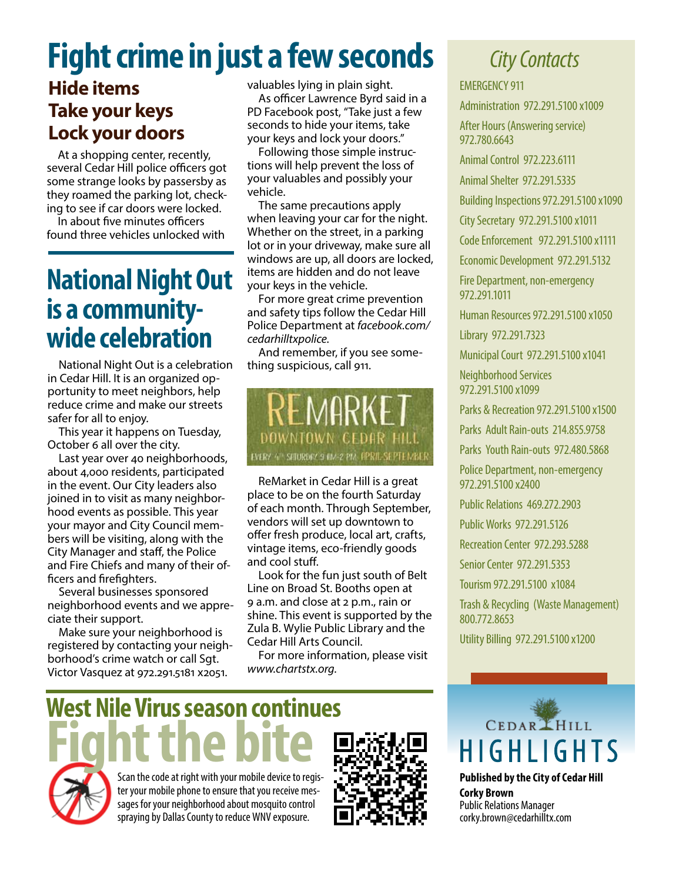# Fight crime in just a few seconds

### Hide items
### Take your keys
### Lock your doors

At a shopping center, recently, several Cedar Hill police officers got some strange looks by passersby as they roamed the parking lot, checking to see if car doors were locked.

In about five minutes officers found three vehicles unlocked with valuables lying in plain sight.

As officer Lawrence Byrd said in a PD Facebook post, "Take just a few seconds to hide your items, take your keys and lock your doors."

Following those simple instructions will help prevent the loss of your valuables and possibly your vehicle.

The same precautions apply when leaving your car for the night. Whether on the street, in a parking lot or in your driveway, make sure all windows are up, all doors are locked, items are hidden and do not leave your keys in the vehicle.

For more great crime prevention and safety tips follow the Cedar Hill Police Department at *facebook.com/cedarhilltxpolice.*

And remember, if you see something suspicious, call 911.

# National Night Out is a community-wide celebration

National Night Out is a celebration in Cedar Hill. It is an organized opportunity to meet neighbors, help reduce crime and make our streets safer for all to enjoy.

This year it happens on Tuesday, October 6 all over the city.

Last year over 40 neighborhoods, about 4,000 residents, participated in the event. Our City leaders also joined in to visit as many neighborhood events as possible. This year your mayor and City Council members will be visiting, along with the City Manager and staff, the Police and Fire Chiefs and many of their officers and firefighters.

Several businesses sponsored neighborhood events and we appreciate their support.

Make sure your neighborhood is registered by contacting your neighborhood's crime watch or call Sgt. Victor Vasquez at 972.291.5181 x2051.

REMARKET
DOWNTOWN CEDAR HILL
EVERY 4th SATURDAY 9 AM-2 PM APRIL-SEPTEMBER

ReMarket in Cedar Hill is a great place to be on the fourth Saturday of each month. Through September, vendors will set up downtown to offer fresh produce, local art, crafts, vintage items, eco-friendly goods and cool stuff.

Look for the fun just south of Belt Line on Broad St. Booths open at 9 a.m. and close at 2 p.m., rain or shine. This event is supported by the Zula B. Wylie Public Library and the Cedar Hill Arts Council.

For more information, please visit *www.chartstx.org.*

## West Nile Virus season continues
# Fight the bite

Scan the code at right with your mobile device to register your mobile phone to ensure that you receive messages for your neighborhood about mosquito control spraying by Dallas County to reduce WNV exposure.

## City Contacts

EMERGENCY 911

Administration 972.291.5100 x1009

After Hours (Answering service) 972.780.6643

Animal Control 972.223.6111

Animal Shelter 972.291.5335

Building Inspections 972.291.5100 x1090

City Secretary 972.291.5100 x1011

Code Enforcement 972.291.5100 x1111

Economic Development 972.291.5132

Fire Department, non-emergency 972.291.1011

Human Resources 972.291.5100 x1050

Library 972.291.7323

Municipal Court 972.291.5100 x1041

Neighborhood Services 972.291.5100 x1099

Parks & Recreation 972.291.5100 x1500

Parks Adult Rain-outs 214.855.9758

Parks Youth Rain-outs 972.480.5868

Police Department, non-emergency 972.291.5100 x2400

Public Relations 469.272.2903

Public Works 972.291.5126

Recreation Center 972.293.5288

Senior Center 972.291.5353

Tourism 972.291.5100 x1084

Trash & Recycling (Waste Management) 800.772.8653

Utility Billing 972.291.5100 x1200

CEDAR HILL
HIGHLIGHTS

**Published by the City of Cedar Hill**

**Corky Brown**
Public Relations Manager
corky.brown@cedarhilltx.com